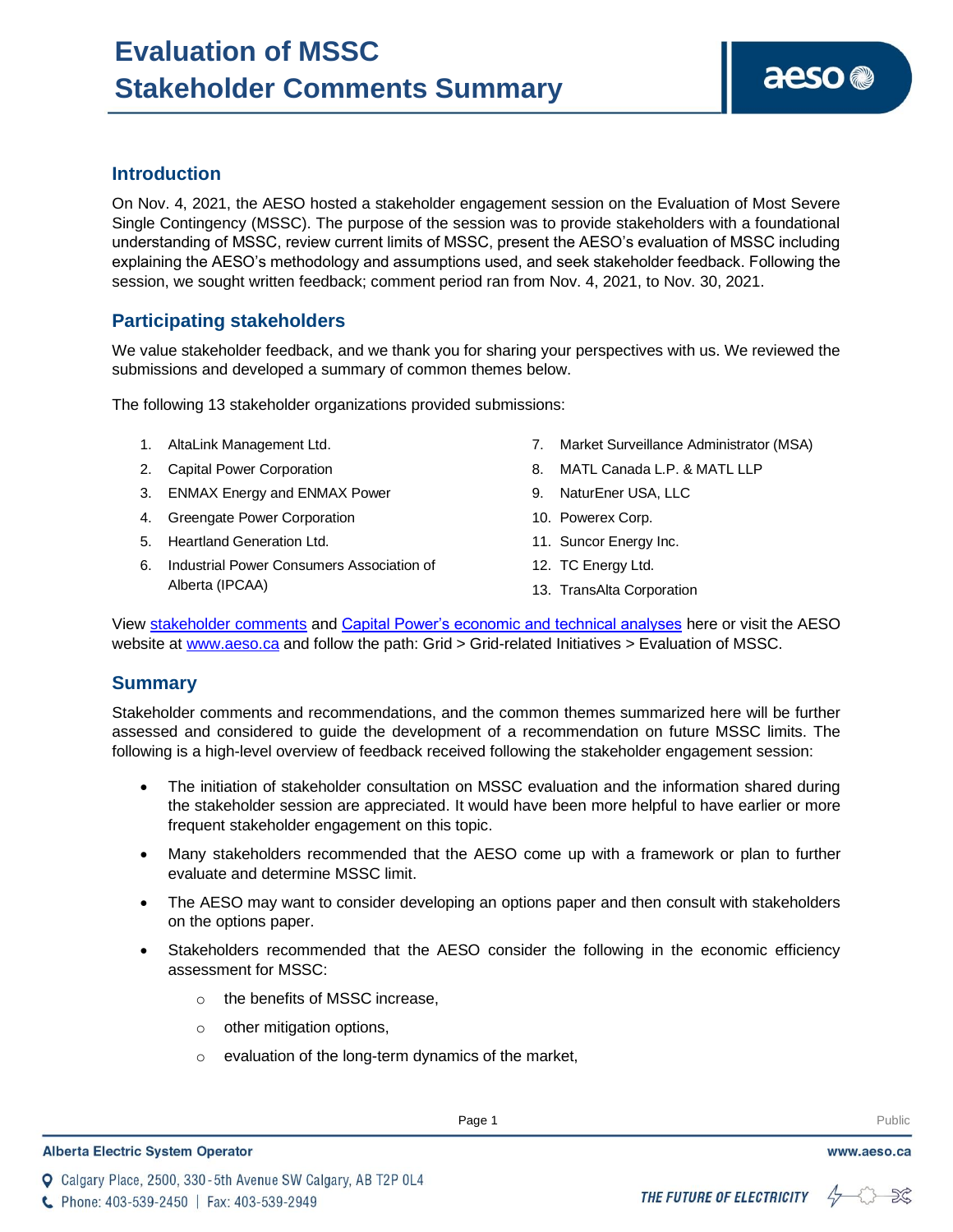# Evaluation of MSSC Stakeholder Comments Summary

## Introduction

On Nov. 4, 2021, the AESO hosted a stakeholder engagement session on the Evaluation of Most Severe Single Contingency (MSSC). The purpose of the session was to provide stakeholders with a foundational understanding of MSSC, review current limits of MSSC, present the AESO's evaluation of MSSC including explaining the AESO's methodology and assumptions used, and seek stakeholder feedback. Following the session, we sought written feedback; comment period ran from Nov. 4, 2021, to Nov. 30, 2021.

## Participating stakeholders

We value stakeholder feedback, and we thank you for sharing your perspectives with us. We reviewed the submissions and developed a summary of common themes below.

The following 13 stakeholder organizations provided submissions:

1. AltaLink Management Ltd.
2. Capital Power Corporation
3. ENMAX Energy and ENMAX Power
4. Greengate Power Corporation
5. Heartland Generation Ltd.
6. Industrial Power Consumers Association of Alberta (IPCAA)
7. Market Surveillance Administrator (MSA)
8. MATL Canada L.P. & MATL LLP
9. NaturEner USA, LLC
10. Powerex Corp.
11. Suncor Energy Inc.
12. TC Energy Ltd.
13. TransAlta Corporation

View stakeholder comments and Capital Power's economic and technical analyses here or visit the AESO website at www.aeso.ca and follow the path: Grid > Grid-related Initiatives > Evaluation of MSSC.

## Summary

Stakeholder comments and recommendations, and the common themes summarized here will be further assessed and considered to guide the development of a recommendation on future MSSC limits. The following is a high-level overview of feedback received following the stakeholder engagement session:

- The initiation of stakeholder consultation on MSSC evaluation and the information shared during the stakeholder session are appreciated. It would have been more helpful to have earlier or more frequent stakeholder engagement on this topic.
- Many stakeholders recommended that the AESO come up with a framework or plan to further evaluate and determine MSSC limit.
- The AESO may want to consider developing an options paper and then consult with stakeholders on the options paper.
- Stakeholders recommended that the AESO consider the following in the economic efficiency assessment for MSSC:
  - the benefits of MSSC increase,
  - other mitigation options,
  - evaluation of the long-term dynamics of the market,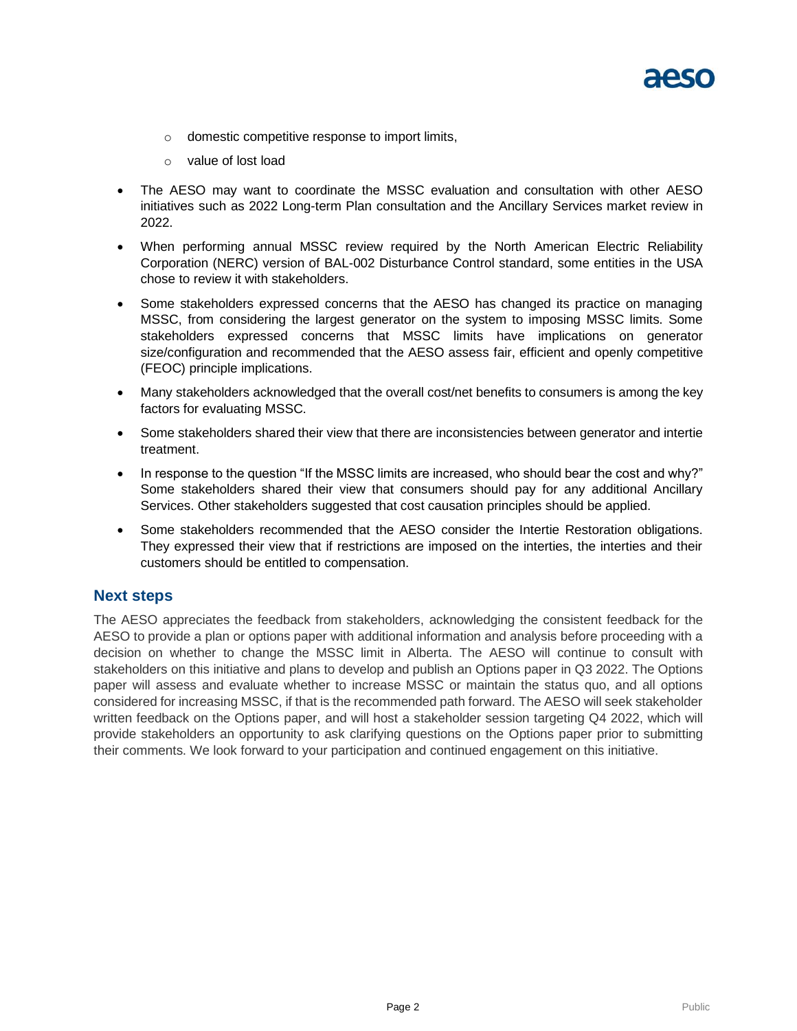- domestic competitive response to import limits,
  - value of lost load

- The AESO may want to coordinate the MSSC evaluation and consultation with other AESO initiatives such as 2022 Long-term Plan consultation and the Ancillary Services market review in 2022.
- When performing annual MSSC review required by the North American Electric Reliability Corporation (NERC) version of BAL-002 Disturbance Control standard, some entities in the USA chose to review it with stakeholders.
- Some stakeholders expressed concerns that the AESO has changed its practice on managing MSSC, from considering the largest generator on the system to imposing MSSC limits. Some stakeholders expressed concerns that MSSC limits have implications on generator size/configuration and recommended that the AESO assess fair, efficient and openly competitive (FEOC) principle implications.
- Many stakeholders acknowledged that the overall cost/net benefits to consumers is among the key factors for evaluating MSSC.
- Some stakeholders shared their view that there are inconsistencies between generator and intertie treatment.
- In response to the question "If the MSSC limits are increased, who should bear the cost and why?" Some stakeholders shared their view that consumers should pay for any additional Ancillary Services. Other stakeholders suggested that cost causation principles should be applied.
- Some stakeholders recommended that the AESO consider the Intertie Restoration obligations. They expressed their view that if restrictions are imposed on the interties, the interties and their customers should be entitled to compensation.

## Next steps

The AESO appreciates the feedback from stakeholders, acknowledging the consistent feedback for the AESO to provide a plan or options paper with additional information and analysis before proceeding with a decision on whether to change the MSSC limit in Alberta. The AESO will continue to consult with stakeholders on this initiative and plans to develop and publish an Options paper in Q3 2022. The Options paper will assess and evaluate whether to increase MSSC or maintain the status quo, and all options considered for increasing MSSC, if that is the recommended path forward. The AESO will seek stakeholder written feedback on the Options paper, and will host a stakeholder session targeting Q4 2022, which will provide stakeholders an opportunity to ask clarifying questions on the Options paper prior to submitting their comments. We look forward to your participation and continued engagement on this initiative.